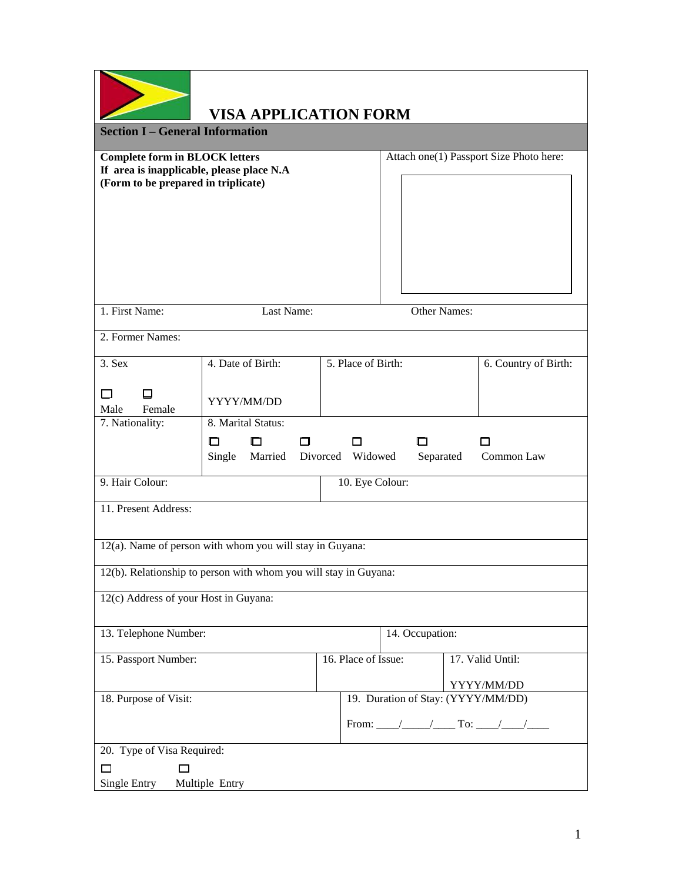# VISA APPLICATION FORM

## Section I – General Information

**Complete form in BLOCK letters**
**If area is inapplicable, please place N.A**
**(Form to be prepared in triplicate)**

Attach one(1) Passport Size Photo here:

1. First Name: Last Name: Other Names:

2. Former Names:

| 3. Sex | 4. Date of Birth: | 5. Place of Birth: | 6. Country of Birth: |
|---|---|---|---|
| ☐ Male ☐ Female | YYYY/MM/DD | | |

7. Nationality:

8. Marital Status: ☐ Single ☐ Married ☐ Divorced ☐ Widowed ☐ Separated ☐ Common Law

| 9. Hair Colour: | 10. Eye Colour: |
|---|---|

11. Present Address:

12(a). Name of person with whom you will stay in Guyana:

12(b). Relationship to person with whom you will stay in Guyana:

12(c) Address of your Host in Guyana:

| 13. Telephone Number: | 14. Occupation: |
|---|---|

| 15. Passport Number: | 16. Place of Issue: | 17. Valid Until: YYYY/MM/DD |
|---|---|---|

| 18. Purpose of Visit: | 19. Duration of Stay: (YYYY/MM/DD) From: ____/_____/____ To: ____/____/____ |
|---|---|

20. Type of Visa Required:

☐ Single Entry ☐ Multiple Entry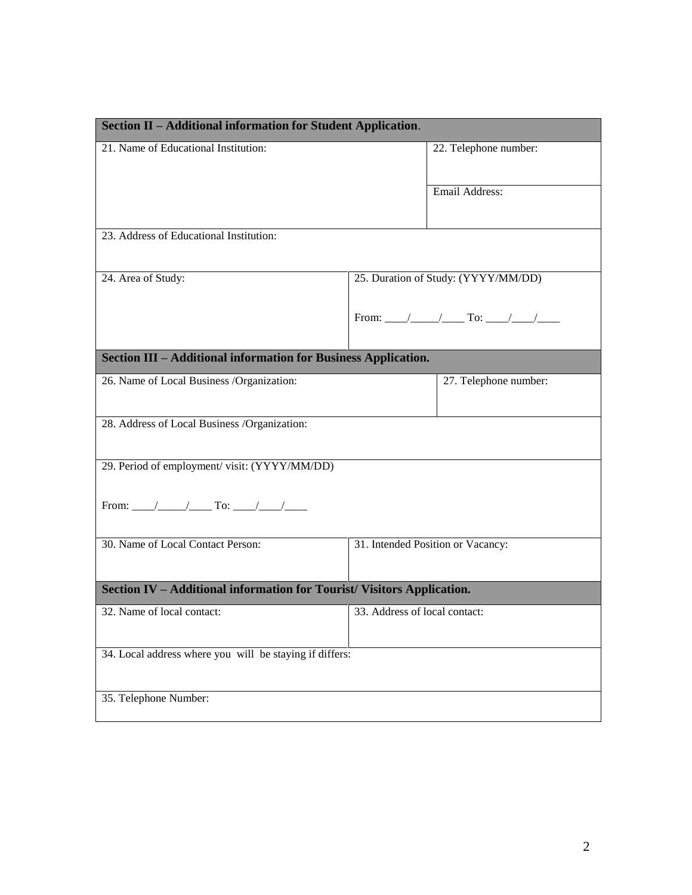| **Section II – Additional information for Student Application**. | | |
|---|---|---|
| 21. Name of Educational Institution: | | 22. Telephone number: |
| | | Email Address: |
| 23. Address of Educational Institution: | | |
| 24. Area of Study: | 25. Duration of Study: (YYYY/MM/DD)<br><br>From: ____/_____/____ To: ____/____/____ | |

| **Section III – Additional information for Business Application.** | | |
|---|---|---|
| 26. Name of Local Business /Organization: | | 27. Telephone number: |
| 28. Address of Local Business /Organization: | | |
| 29. Period of employment/ visit: (YYYY/MM/DD)<br><br>From: ____/_____/____ To: ____/____/____ | | |
| 30. Name of Local Contact Person: | 31. Intended Position or Vacancy: | |

| **Section IV – Additional information for Tourist/ Visitors Application.** | |
|---|---|
| 32. Name of local contact: | 33. Address of local contact: |
| 34. Local address where you will be staying if differs: | |
| 35. Telephone Number: | |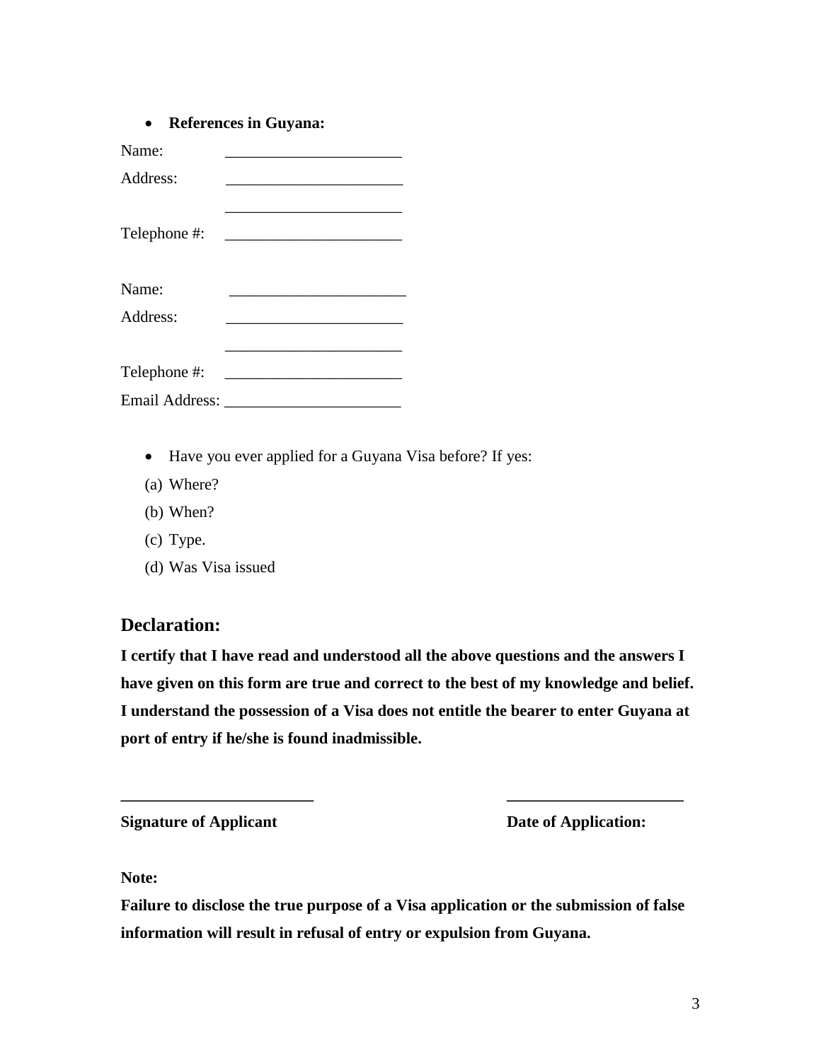- **References in Guyana:**

Name: ______________________

Address: ______________________

______________________

Telephone #: ______________________

Name: ______________________

Address: ______________________

______________________

Telephone #: ______________________

Email Address: ______________________

- Have you ever applied for a Guyana Visa before? If yes:

(a) Where?

(b) When?

(c) Type.

(d) Was Visa issued

## Declaration:

**I certify that I have read and understood all the above questions and the answers I have given on this form are true and correct to the best of my knowledge and belief. I understand the possession of a Visa does not entitle the bearer to enter Guyana at port of entry if he/she is found inadmissible.**

**________________________** &nbsp;&nbsp;&nbsp;&nbsp;&nbsp;&nbsp;&nbsp;&nbsp; **______________________**

**Signature of Applicant** &nbsp;&nbsp;&nbsp;&nbsp;&nbsp;&nbsp;&nbsp;&nbsp; **Date of Application:**

**Note:**

**Failure to disclose the true purpose of a Visa application or the submission of false information will result in refusal of entry or expulsion from Guyana.**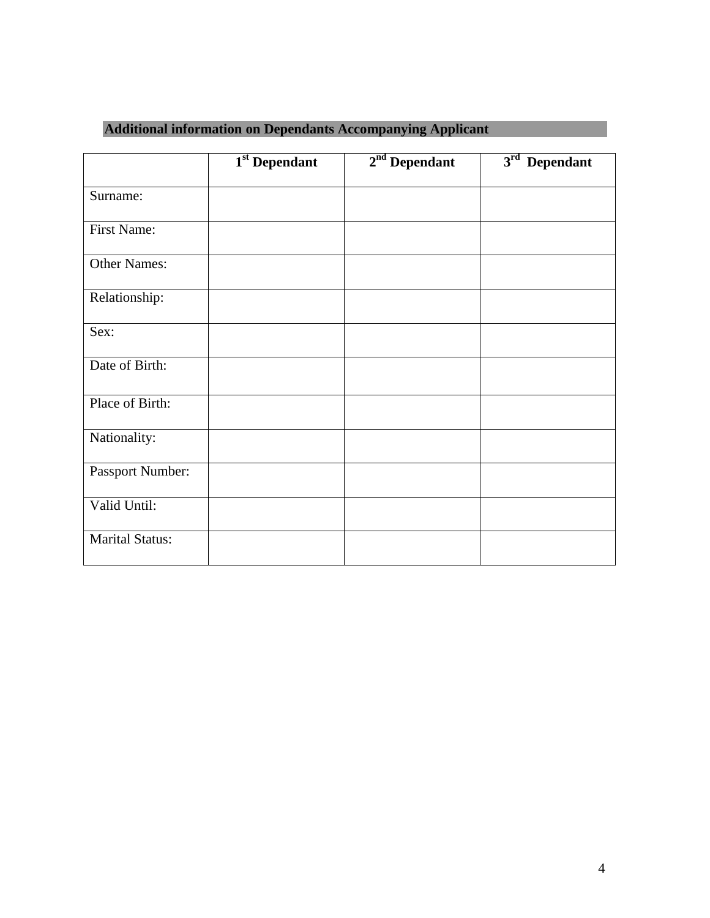**Additional information on Dependants Accompanying Applicant**

| | 1st Dependant | 2nd Dependant | 3rd Dependant |
|---|---|---|---|
| Surname: | | | |
| First Name: | | | |
| Other Names: | | | |
| Relationship: | | | |
| Sex: | | | |
| Date of Birth: | | | |
| Place of Birth: | | | |
| Nationality: | | | |
| Passport Number: | | | |
| Valid Until: | | | |
| Marital Status: | | | |